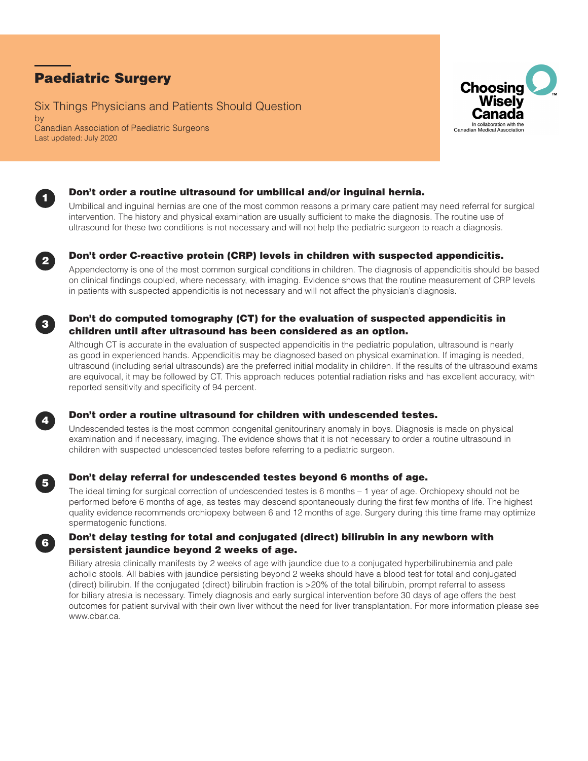# Paediatric Surgery

Six Things Physicians and Patients Should Question
by
Canadian Association of Paediatric Surgeons
Last updated: July 2020

Choosing Wisely Canada
In collaboration with the Canadian Medical Association

## 1. Don't order a routine ultrasound for umbilical and/or inguinal hernia.

Umbilical and inguinal hernias are one of the most common reasons a primary care patient may need referral for surgical intervention. The history and physical examination are usually sufficient to make the diagnosis. The routine use of ultrasound for these two conditions is not necessary and will not help the pediatric surgeon to reach a diagnosis.

## 2. Don't order C-reactive protein (CRP) levels in children with suspected appendicitis.

Appendectomy is one of the most common surgical conditions in children. The diagnosis of appendicitis should be based on clinical findings coupled, where necessary, with imaging. Evidence shows that the routine measurement of CRP levels in patients with suspected appendicitis is not necessary and will not affect the physician's diagnosis.

## 3. Don't do computed tomography (CT) for the evaluation of suspected appendicitis in children until after ultrasound has been considered as an option.

Although CT is accurate in the evaluation of suspected appendicitis in the pediatric population, ultrasound is nearly as good in experienced hands. Appendicitis may be diagnosed based on physical examination. If imaging is needed, ultrasound (including serial ultrasounds) are the preferred initial modality in children. If the results of the ultrasound exams are equivocal, it may be followed by CT. This approach reduces potential radiation risks and has excellent accuracy, with reported sensitivity and specificity of 94 percent.

## 4. Don't order a routine ultrasound for children with undescended testes.

Undescended testes is the most common congenital genitourinary anomaly in boys. Diagnosis is made on physical examination and if necessary, imaging. The evidence shows that it is not necessary to order a routine ultrasound in children with suspected undescended testes before referring to a pediatric surgeon.

## 5. Don't delay referral for undescended testes beyond 6 months of age.

The ideal timing for surgical correction of undescended testes is 6 months – 1 year of age. Orchiopexy should not be performed before 6 months of age, as testes may descend spontaneously during the first few months of life. The highest quality evidence recommends orchiopexy between 6 and 12 months of age. Surgery during this time frame may optimize spermatogenic functions.

## 6. Don't delay testing for total and conjugated (direct) bilirubin in any newborn with persistent jaundice beyond 2 weeks of age.

Biliary atresia clinically manifests by 2 weeks of age with jaundice due to a conjugated hyperbilirubinemia and pale acholic stools. All babies with jaundice persisting beyond 2 weeks should have a blood test for total and conjugated (direct) bilirubin. If the conjugated (direct) bilirubin fraction is >20% of the total bilirubin, prompt referral to assess for biliary atresia is necessary. Timely diagnosis and early surgical intervention before 30 days of age offers the best outcomes for patient survival with their own liver without the need for liver transplantation. For more information please see www.cbar.ca.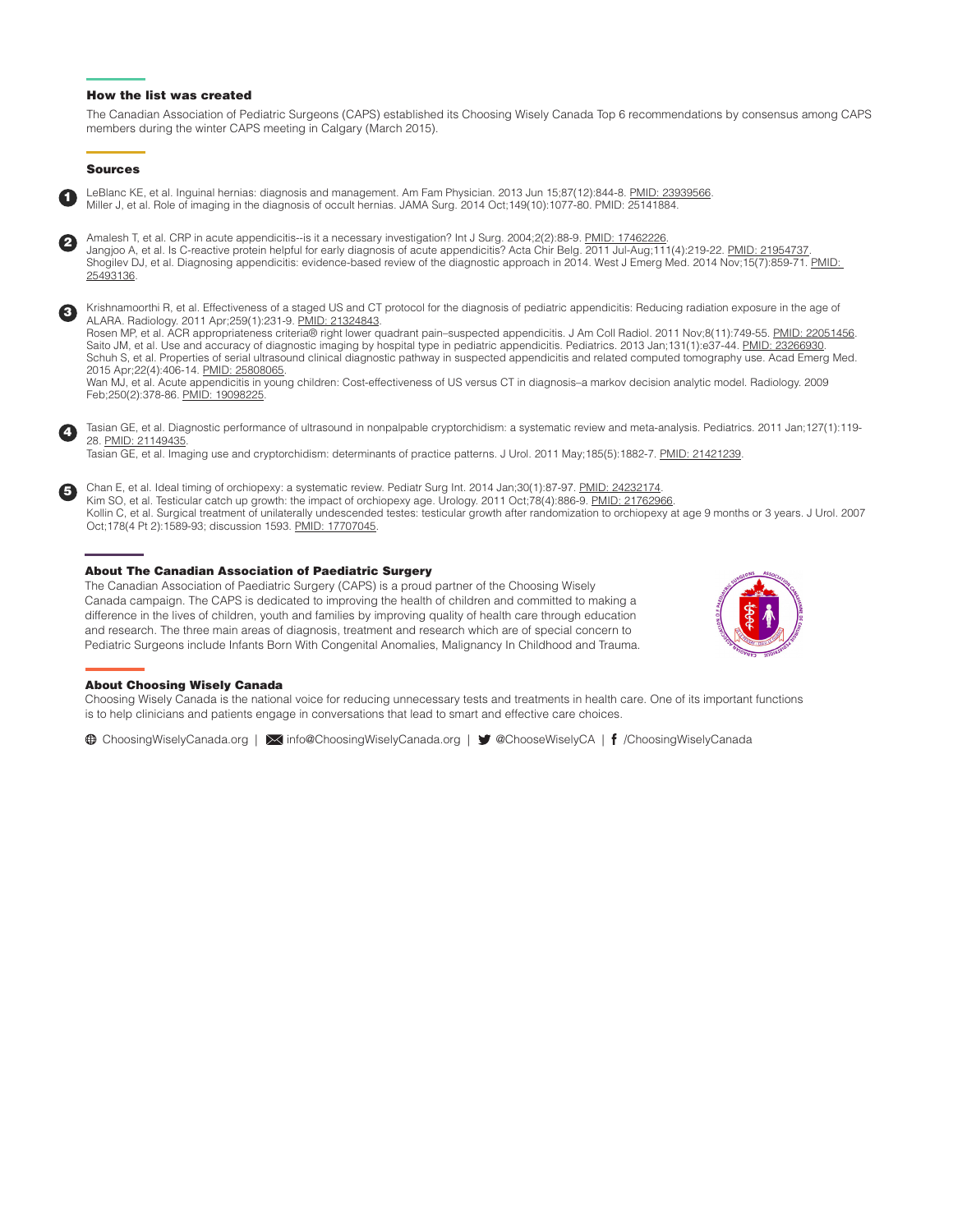## How the list was created

The Canadian Association of Pediatric Surgeons (CAPS) established its Choosing Wisely Canada Top 6 recommendations by consensus among CAPS members during the winter CAPS meeting in Calgary (March 2015).

## Sources

1. LeBlanc KE, et al. Inguinal hernias: diagnosis and management. Am Fam Physician. 2013 Jun 15;87(12):844-8. PMID: 23939566.
   Miller J, et al. Role of imaging in the diagnosis of occult hernias. JAMA Surg. 2014 Oct;149(10):1077-80. PMID: 25141884.

2. Amalesh T, et al. CRP in acute appendicitis--is it a necessary investigation? Int J Surg. 2004;2(2):88-9. PMID: 17462226.
   Jangjoo A, et al. Is C-reactive protein helpful for early diagnosis of acute appendicitis? Acta Chir Belg. 2011 Jul-Aug;111(4):219-22. PMID: 21954737.
   Shogilev DJ, et al. Diagnosing appendicitis: evidence-based review of the diagnostic approach in 2014. West J Emerg Med. 2014 Nov;15(7):859-71. PMID: 25493136.

3. Krishnamoorthi R, et al. Effectiveness of a staged US and CT protocol for the diagnosis of pediatric appendicitis: Reducing radiation exposure in the age of ALARA. Radiology. 2011 Apr;259(1):231-9. PMID: 21324843.
   Rosen MP, et al. ACR appropriateness criteria® right lower quadrant pain–suspected appendicitis. J Am Coll Radiol. 2011 Nov;8(11):749-55. PMID: 22051456.
   Saito JM, et al. Use and accuracy of diagnostic imaging by hospital type in pediatric appendicitis. Pediatrics. 2013 Jan;131(1):e37-44. PMID: 23266930.
   Schuh S, et al. Properties of serial ultrasound clinical diagnostic pathway in suspected appendicitis and related computed tomography use. Acad Emerg Med. 2015 Apr;22(4):406-14. PMID: 25808065.
   Wan MJ, et al. Acute appendicitis in young children: Cost-effectiveness of US versus CT in diagnosis–a markov decision analytic model. Radiology. 2009 Feb;250(2):378-86. PMID: 19098225.

4. Tasian GE, et al. Diagnostic performance of ultrasound in nonpalpable cryptorchidism: a systematic review and meta-analysis. Pediatrics. 2011 Jan;127(1):119-28. PMID: 21149435.
   Tasian GE, et al. Imaging use and cryptorchidism: determinants of practice patterns. J Urol. 2011 May;185(5):1882-7. PMID: 21421239.

5. Chan E, et al. Ideal timing of orchiopexy: a systematic review. Pediatr Surg Int. 2014 Jan;30(1):87-97. PMID: 24232174.
   Kim SO, et al. Testicular catch up growth: the impact of orchiopexy age. Urology. 2011 Oct;78(4):886-9. PMID: 21762966.
   Kollin C, et al. Surgical treatment of unilaterally undescended testes: testicular growth after randomization to orchiopexy at age 9 months or 3 years. J Urol. 2007 Oct;178(4 Pt 2):1589-93; discussion 1593. PMID: 17707045.

## About The Canadian Association of Paediatric Surgery

The Canadian Association of Paediatric Surgery (CAPS) is a proud partner of the Choosing Wisely Canada campaign. The CAPS is dedicated to improving the health of children and committed to making a difference in the lives of children, youth and families by improving quality of health care through education and research. The three main areas of diagnosis, treatment and research which are of special concern to Pediatric Surgeons include Infants Born With Congenital Anomalies, Malignancy In Childhood and Trauma.

## About Choosing Wisely Canada

Choosing Wisely Canada is the national voice for reducing unnecessary tests and treatments in health care. One of its important functions is to help clinicians and patients engage in conversations that lead to smart and effective care choices.

ChoosingWiselyCanada.org | info@ChoosingWiselyCanada.org | @ChooseWiselyCA | /ChoosingWiselyCanada